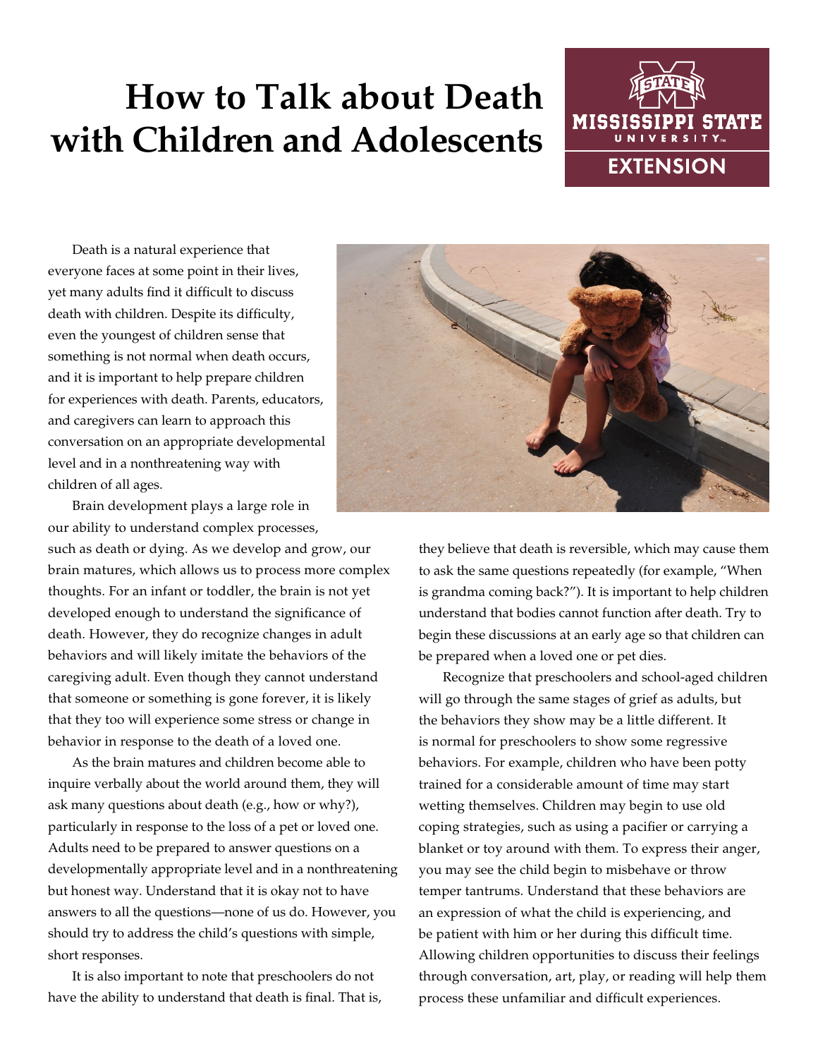# How to Talk about Death with Children and Adolescents

Death is a natural experience that everyone faces at some point in their lives, yet many adults find it difficult to discuss death with children. Despite its difficulty, even the youngest of children sense that something is not normal when death occurs, and it is important to help prepare children for experiences with death. Parents, educators, and caregivers can learn to approach this conversation on an appropriate developmental level and in a nonthreatening way with children of all ages.

Brain development plays a large role in our ability to understand complex processes, such as death or dying. As we develop and grow, our brain matures, which allows us to process more complex thoughts. For an infant or toddler, the brain is not yet developed enough to understand the significance of death. However, they do recognize changes in adult behaviors and will likely imitate the behaviors of the caregiving adult. Even though they cannot understand that someone or something is gone forever, it is likely that they too will experience some stress or change in behavior in response to the death of a loved one.

As the brain matures and children become able to inquire verbally about the world around them, they will ask many questions about death (e.g., how or why?), particularly in response to the loss of a pet or loved one. Adults need to be prepared to answer questions on a developmentally appropriate level and in a nonthreatening but honest way. Understand that it is okay not to have answers to all the questions—none of us do. However, you should try to address the child's questions with simple, short responses.

It is also important to note that preschoolers do not have the ability to understand that death is final. That is, they believe that death is reversible, which may cause them to ask the same questions repeatedly (for example, "When is grandma coming back?"). It is important to help children understand that bodies cannot function after death. Try to begin these discussions at an early age so that children can be prepared when a loved one or pet dies.

Recognize that preschoolers and school-aged children will go through the same stages of grief as adults, but the behaviors they show may be a little different. It is normal for preschoolers to show some regressive behaviors. For example, children who have been potty trained for a considerable amount of time may start wetting themselves. Children may begin to use old coping strategies, such as using a pacifier or carrying a blanket or toy around with them. To express their anger, you may see the child begin to misbehave or throw temper tantrums. Understand that these behaviors are an expression of what the child is experiencing, and be patient with him or her during this difficult time. Allowing children opportunities to discuss their feelings through conversation, art, play, or reading will help them process these unfamiliar and difficult experiences.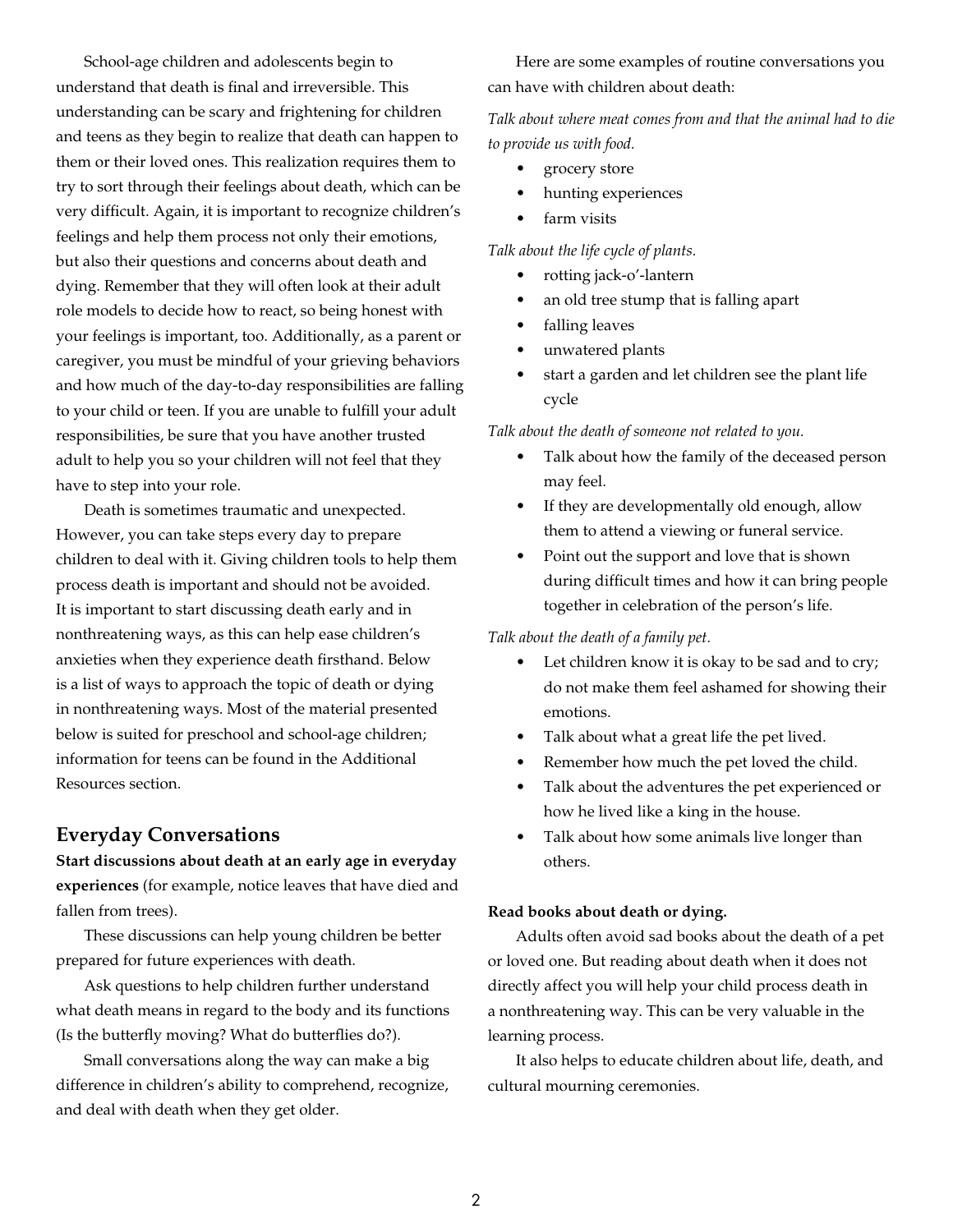School-age children and adolescents begin to understand that death is final and irreversible. This understanding can be scary and frightening for children and teens as they begin to realize that death can happen to them or their loved ones. This realization requires them to try to sort through their feelings about death, which can be very difficult. Again, it is important to recognize children's feelings and help them process not only their emotions, but also their questions and concerns about death and dying. Remember that they will often look at their adult role models to decide how to react, so being honest with your feelings is important, too. Additionally, as a parent or caregiver, you must be mindful of your grieving behaviors and how much of the day-to-day responsibilities are falling to your child or teen. If you are unable to fulfill your adult responsibilities, be sure that you have another trusted adult to help you so your children will not feel that they have to step into your role.

Death is sometimes traumatic and unexpected. However, you can take steps every day to prepare children to deal with it. Giving children tools to help them process death is important and should not be avoided. It is important to start discussing death early and in nonthreatening ways, as this can help ease children's anxieties when they experience death firsthand. Below is a list of ways to approach the topic of death or dying in nonthreatening ways. Most of the material presented below is suited for preschool and school-age children; information for teens can be found in the Additional Resources section.

## Everyday Conversations

**Start discussions about death at an early age in everyday experiences** (for example, notice leaves that have died and fallen from trees).

These discussions can help young children be better prepared for future experiences with death.

Ask questions to help children further understand what death means in regard to the body and its functions (Is the butterfly moving? What do butterflies do?).

Small conversations along the way can make a big difference in children's ability to comprehend, recognize, and deal with death when they get older.

Here are some examples of routine conversations you can have with children about death:

*Talk about where meat comes from and that the animal had to die to provide us with food.*

- grocery store
- hunting experiences
- farm visits

*Talk about the life cycle of plants.*

- rotting jack-o'-lantern
- an old tree stump that is falling apart
- falling leaves
- unwatered plants
- start a garden and let children see the plant life cycle

*Talk about the death of someone not related to you.*

- Talk about how the family of the deceased person may feel.
- If they are developmentally old enough, allow them to attend a viewing or funeral service.
- Point out the support and love that is shown during difficult times and how it can bring people together in celebration of the person's life.

*Talk about the death of a family pet.*

- Let children know it is okay to be sad and to cry; do not make them feel ashamed for showing their emotions.
- Talk about what a great life the pet lived.
- Remember how much the pet loved the child.
- Talk about the adventures the pet experienced or how he lived like a king in the house.
- Talk about how some animals live longer than others.

**Read books about death or dying.**

Adults often avoid sad books about the death of a pet or loved one. But reading about death when it does not directly affect you will help your child process death in a nonthreatening way. This can be very valuable in the learning process.

It also helps to educate children about life, death, and cultural mourning ceremonies.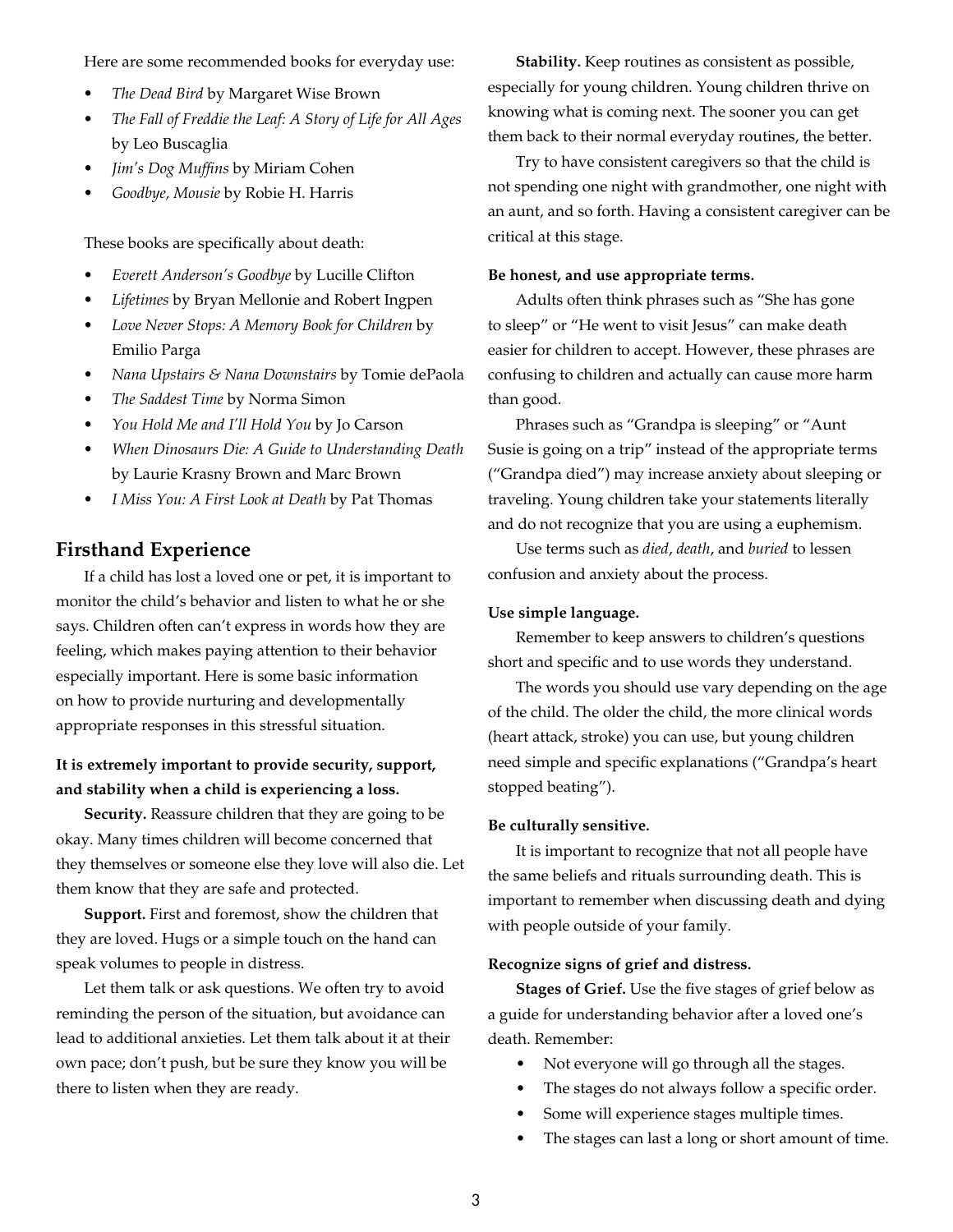Here are some recommended books for everyday use:

- *The Dead Bird* by Margaret Wise Brown
- *The Fall of Freddie the Leaf: A Story of Life for All Ages* by Leo Buscaglia
- *Jim's Dog Muffins* by Miriam Cohen
- *Goodbye, Mousie* by Robie H. Harris

These books are specifically about death:

- *Everett Anderson's Goodbye* by Lucille Clifton
- *Lifetimes* by Bryan Mellonie and Robert Ingpen
- *Love Never Stops: A Memory Book for Children* by Emilio Parga
- *Nana Upstairs & Nana Downstairs* by Tomie dePaola
- *The Saddest Time* by Norma Simon
- *You Hold Me and I'll Hold You* by Jo Carson
- *When Dinosaurs Die: A Guide to Understanding Death* by Laurie Krasny Brown and Marc Brown
- *I Miss You: A First Look at Death* by Pat Thomas

## Firsthand Experience

If a child has lost a loved one or pet, it is important to monitor the child's behavior and listen to what he or she says. Children often can't express in words how they are feeling, which makes paying attention to their behavior especially important. Here is some basic information on how to provide nurturing and developmentally appropriate responses in this stressful situation.

**It is extremely important to provide security, support, and stability when a child is experiencing a loss.**

**Security.** Reassure children that they are going to be okay. Many times children will become concerned that they themselves or someone else they love will also die. Let them know that they are safe and protected.

**Support.** First and foremost, show the children that they are loved. Hugs or a simple touch on the hand can speak volumes to people in distress.

Let them talk or ask questions. We often try to avoid reminding the person of the situation, but avoidance can lead to additional anxieties. Let them talk about it at their own pace; don't push, but be sure they know you will be there to listen when they are ready.

**Stability.** Keep routines as consistent as possible, especially for young children. Young children thrive on knowing what is coming next. The sooner you can get them back to their normal everyday routines, the better.

Try to have consistent caregivers so that the child is not spending one night with grandmother, one night with an aunt, and so forth. Having a consistent caregiver can be critical at this stage.

**Be honest, and use appropriate terms.**

Adults often think phrases such as "She has gone to sleep" or "He went to visit Jesus" can make death easier for children to accept. However, these phrases are confusing to children and actually can cause more harm than good.

Phrases such as "Grandpa is sleeping" or "Aunt Susie is going on a trip" instead of the appropriate terms ("Grandpa died") may increase anxiety about sleeping or traveling. Young children take your statements literally and do not recognize that you are using a euphemism.

Use terms such as *died*, *death*, and *buried* to lessen confusion and anxiety about the process.

**Use simple language.**

Remember to keep answers to children's questions short and specific and to use words they understand.

The words you should use vary depending on the age of the child. The older the child, the more clinical words (heart attack, stroke) you can use, but young children need simple and specific explanations ("Grandpa's heart stopped beating").

**Be culturally sensitive.**

It is important to recognize that not all people have the same beliefs and rituals surrounding death. This is important to remember when discussing death and dying with people outside of your family.

**Recognize signs of grief and distress.**

**Stages of Grief.** Use the five stages of grief below as a guide for understanding behavior after a loved one's death. Remember:

- Not everyone will go through all the stages.
- The stages do not always follow a specific order.
- Some will experience stages multiple times.
- The stages can last a long or short amount of time.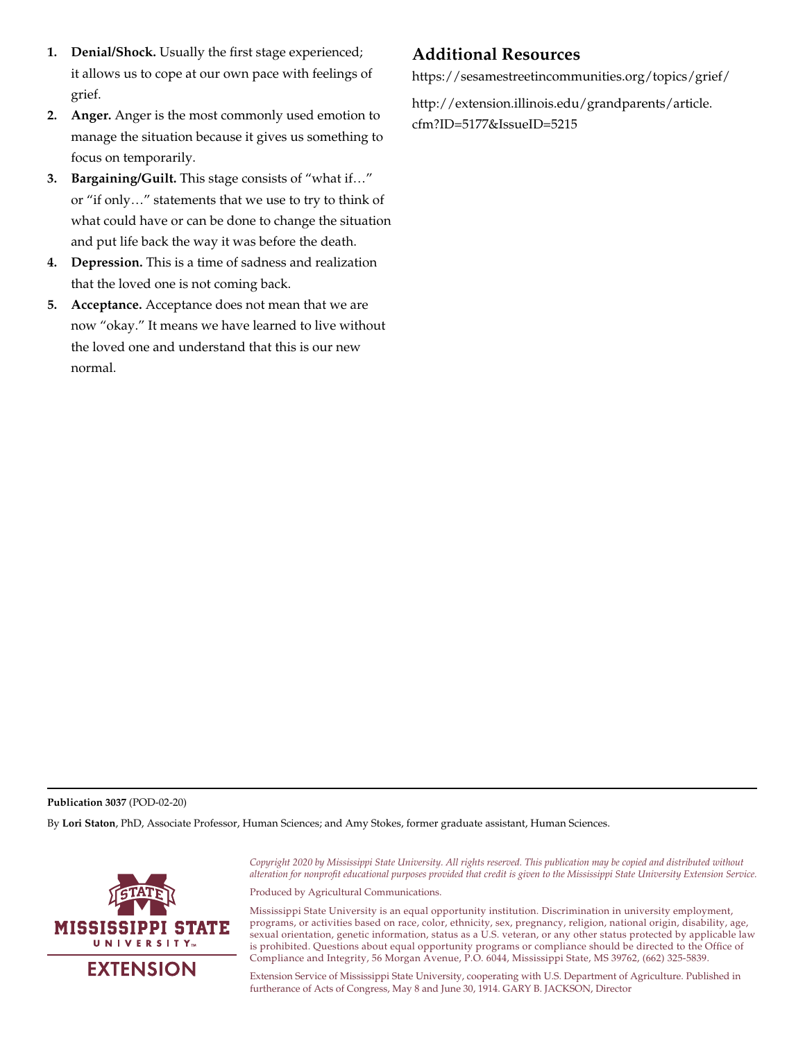1. **Denial/Shock.** Usually the first stage experienced; it allows us to cope at our own pace with feelings of grief.
2. **Anger.** Anger is the most commonly used emotion to manage the situation because it gives us something to focus on temporarily.
3. **Bargaining/Guilt.** This stage consists of "what if…" or "if only…" statements that we use to try to think of what could have or can be done to change the situation and put life back the way it was before the death.
4. **Depression.** This is a time of sadness and realization that the loved one is not coming back.
5. **Acceptance.** Acceptance does not mean that we are now "okay." It means we have learned to live without the loved one and understand that this is our new normal.

## Additional Resources

https://sesamestreetincommunities.org/topics/grief/

http://extension.illinois.edu/grandparents/article.cfm?ID=5177&IssueID=5215

---

**Publication 3037** (POD-02-20)

By **Lori Staton**, PhD, Associate Professor, Human Sciences; and Amy Stokes, former graduate assistant, Human Sciences.

MISSISSIPPI STATE UNIVERSITY EXTENSION

*Copyright 2020 by Mississippi State University. All rights reserved. This publication may be copied and distributed without alteration for nonprofit educational purposes provided that credit is given to the Mississippi State University Extension Service.*

Produced by Agricultural Communications.

Mississippi State University is an equal opportunity institution. Discrimination in university employment, programs, or activities based on race, color, ethnicity, sex, pregnancy, religion, national origin, disability, age, sexual orientation, genetic information, status as a U.S. veteran, or any other status protected by applicable law is prohibited. Questions about equal opportunity programs or compliance should be directed to the Office of Compliance and Integrity, 56 Morgan Avenue, P.O. 6044, Mississippi State, MS 39762, (662) 325-5839.

Extension Service of Mississippi State University, cooperating with U.S. Department of Agriculture. Published in furtherance of Acts of Congress, May 8 and June 30, 1914. GARY B. JACKSON, Director